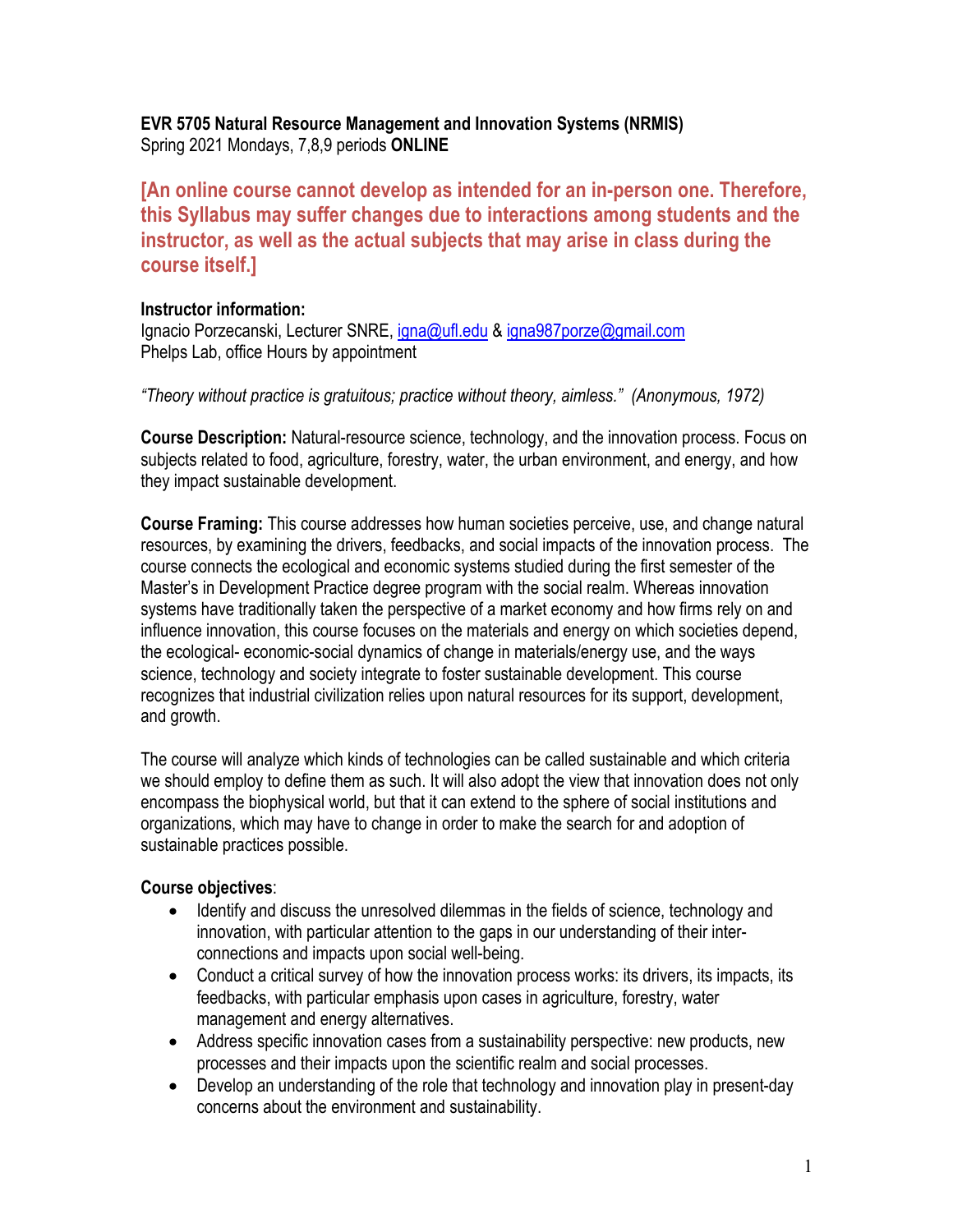**EVR 5705 Natural Resource Management and Innovation Systems (NRMIS)**
Spring 2021 Mondays, 7,8,9 periods **ONLINE**

**[An online course cannot develop as intended for an in-person one. Therefore, this Syllabus may suffer changes due to interactions among students and the instructor, as well as the actual subjects that may arise in class during the course itself.]**

**Instructor information:**
Ignacio Porzecanski, Lecturer SNRE, igna@ufl.edu & igna987porze@gmail.com
Phelps Lab, office Hours by appointment

*"Theory without practice is gratuitous; practice without theory, aimless." (Anonymous, 1972)*

**Course Description:** Natural-resource science, technology, and the innovation process. Focus on subjects related to food, agriculture, forestry, water, the urban environment, and energy, and how they impact sustainable development.

**Course Framing:** This course addresses how human societies perceive, use, and change natural resources, by examining the drivers, feedbacks, and social impacts of the innovation process. The course connects the ecological and economic systems studied during the first semester of the Master's in Development Practice degree program with the social realm. Whereas innovation systems have traditionally taken the perspective of a market economy and how firms rely on and influence innovation, this course focuses on the materials and energy on which societies depend, the ecological- economic-social dynamics of change in materials/energy use, and the ways science, technology and society integrate to foster sustainable development. This course recognizes that industrial civilization relies upon natural resources for its support, development, and growth.

The course will analyze which kinds of technologies can be called sustainable and which criteria we should employ to define them as such. It will also adopt the view that innovation does not only encompass the biophysical world, but that it can extend to the sphere of social institutions and organizations, which may have to change in order to make the search for and adoption of sustainable practices possible.

**Course objectives**:

- Identify and discuss the unresolved dilemmas in the fields of science, technology and innovation, with particular attention to the gaps in our understanding of their inter-connections and impacts upon social well-being.
- Conduct a critical survey of how the innovation process works: its drivers, its impacts, its feedbacks, with particular emphasis upon cases in agriculture, forestry, water management and energy alternatives.
- Address specific innovation cases from a sustainability perspective: new products, new processes and their impacts upon the scientific realm and social processes.
- Develop an understanding of the role that technology and innovation play in present-day concerns about the environment and sustainability.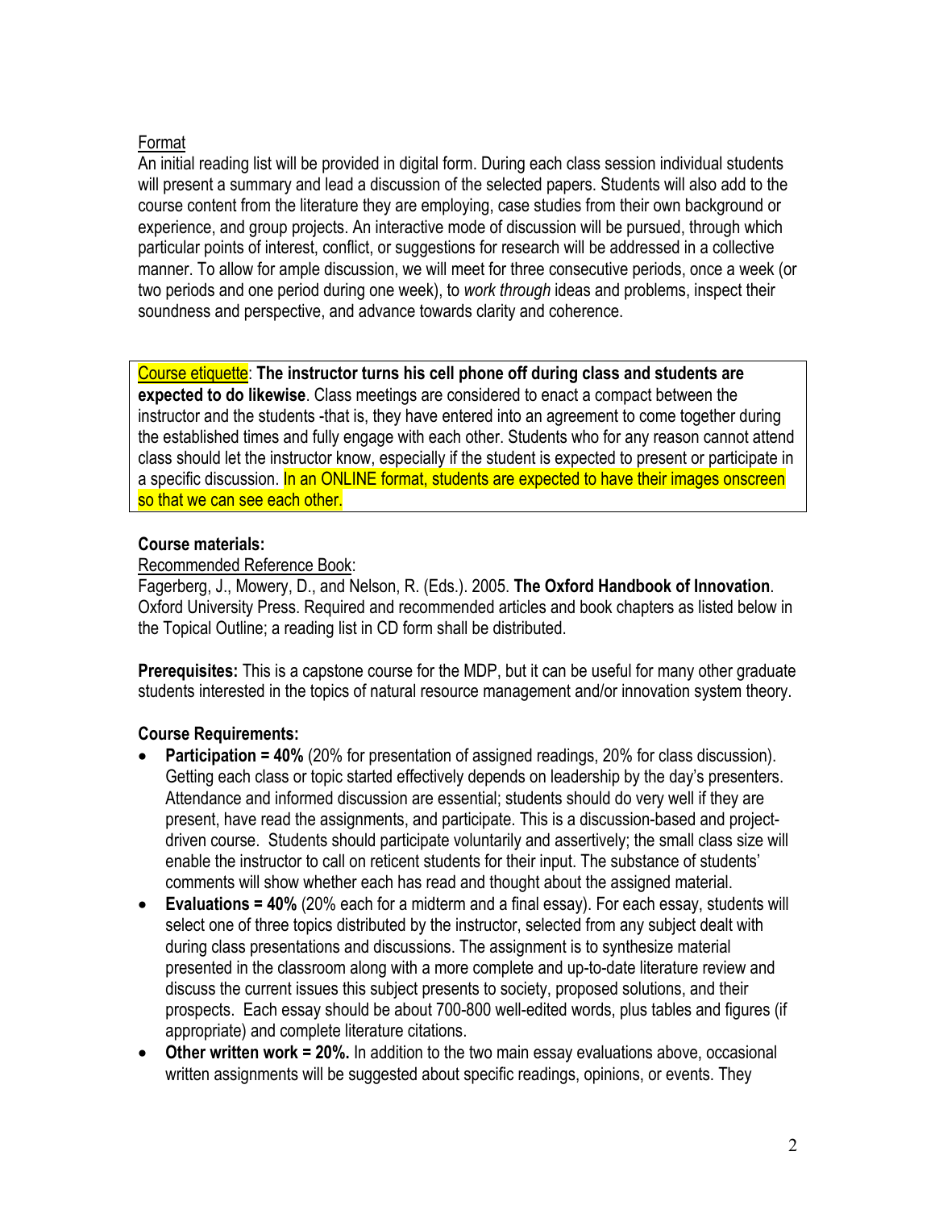Format

An initial reading list will be provided in digital form. During each class session individual students will present a summary and lead a discussion of the selected papers. Students will also add to the course content from the literature they are employing, case studies from their own background or experience, and group projects. An interactive mode of discussion will be pursued, through which particular points of interest, conflict, or suggestions for research will be addressed in a collective manner. To allow for ample discussion, we will meet for three consecutive periods, once a week (or two periods and one period during one week), to *work through* ideas and problems, inspect their soundness and perspective, and advance towards clarity and coherence.

Course etiquette: **The instructor turns his cell phone off during class and students are expected to do likewise**. Class meetings are considered to enact a compact between the instructor and the students -that is, they have entered into an agreement to come together during the established times and fully engage with each other. Students who for any reason cannot attend class should let the instructor know, especially if the student is expected to present or participate in a specific discussion. In an ONLINE format, students are expected to have their images onscreen so that we can see each other.

**Course materials:**

Recommended Reference Book:

Fagerberg, J., Mowery, D., and Nelson, R. (Eds.). 2005. **The Oxford Handbook of Innovation**. Oxford University Press. Required and recommended articles and book chapters as listed below in the Topical Outline; a reading list in CD form shall be distributed.

**Prerequisites:** This is a capstone course for the MDP, but it can be useful for many other graduate students interested in the topics of natural resource management and/or innovation system theory.

**Course Requirements:**

- **Participation = 40%** (20% for presentation of assigned readings, 20% for class discussion). Getting each class or topic started effectively depends on leadership by the day's presenters. Attendance and informed discussion are essential; students should do very well if they are present, have read the assignments, and participate. This is a discussion-based and project-driven course. Students should participate voluntarily and assertively; the small class size will enable the instructor to call on reticent students for their input. The substance of students' comments will show whether each has read and thought about the assigned material.
- **Evaluations = 40%** (20% each for a midterm and a final essay). For each essay, students will select one of three topics distributed by the instructor, selected from any subject dealt with during class presentations and discussions. The assignment is to synthesize material presented in the classroom along with a more complete and up-to-date literature review and discuss the current issues this subject presents to society, proposed solutions, and their prospects. Each essay should be about 700-800 well-edited words, plus tables and figures (if appropriate) and complete literature citations.
- **Other written work = 20%.** In addition to the two main essay evaluations above, occasional written assignments will be suggested about specific readings, opinions, or events. They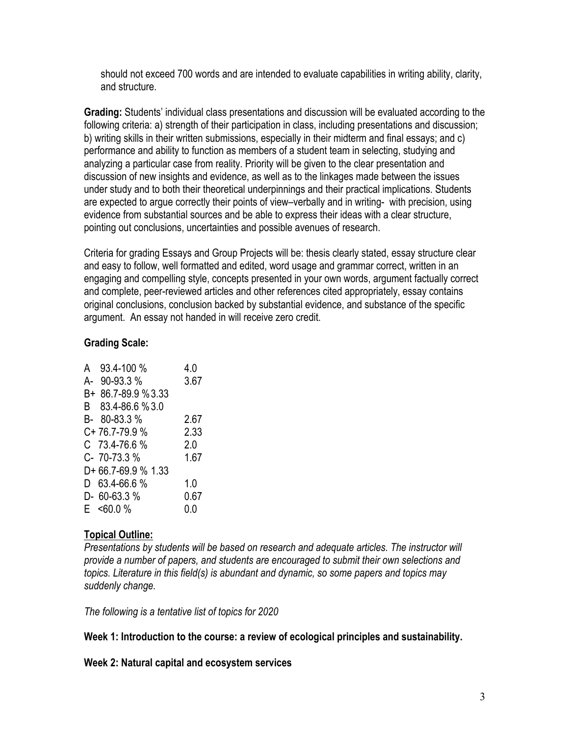should not exceed 700 words and are intended to evaluate capabilities in writing ability, clarity, and structure.

**Grading:** Students' individual class presentations and discussion will be evaluated according to the following criteria: a) strength of their participation in class, including presentations and discussion; b) writing skills in their written submissions, especially in their midterm and final essays; and c) performance and ability to function as members of a student team in selecting, studying and analyzing a particular case from reality. Priority will be given to the clear presentation and discussion of new insights and evidence, as well as to the linkages made between the issues under study and to both their theoretical underpinnings and their practical implications. Students are expected to argue correctly their points of view–verbally and in writing- with precision, using evidence from substantial sources and be able to express their ideas with a clear structure, pointing out conclusions, uncertainties and possible avenues of research.

Criteria for grading Essays and Group Projects will be: thesis clearly stated, essay structure clear and easy to follow, well formatted and edited, word usage and grammar correct, written in an engaging and compelling style, concepts presented in your own words, argument factually correct and complete, peer-reviewed articles and other references cited appropriately, essay contains original conclusions, conclusion backed by substantial evidence, and substance of the specific argument. An essay not handed in will receive zero credit.

**Grading Scale:**

| Grade | Range | Points |
|---|---|---|
| A | 93.4-100 % | 4.0 |
| A- | 90-93.3 % | 3.67 |
| B+ | 86.7-89.9 % | 3.33 |
| B | 83.4-86.6 % | 3.0 |
| B- | 80-83.3 % | 2.67 |
| C+ | 76.7-79.9 % | 2.33 |
| C | 73.4-76.6 % | 2.0 |
| C- | 70-73.3 % | 1.67 |
| D+ | 66.7-69.9 % | 1.33 |
| D | 63.4-66.6 % | 1.0 |
| D- | 60-63.3 % | 0.67 |
| E | <60.0 % | 0.0 |

**Topical Outline:**

*Presentations by students will be based on research and adequate articles. The instructor will provide a number of papers, and students are encouraged to submit their own selections and topics. Literature in this field(s) is abundant and dynamic, so some papers and topics may suddenly change.*

*The following is a tentative list of topics for 2020*

**Week 1: Introduction to the course: a review of ecological principles and sustainability.**

**Week 2: Natural capital and ecosystem services**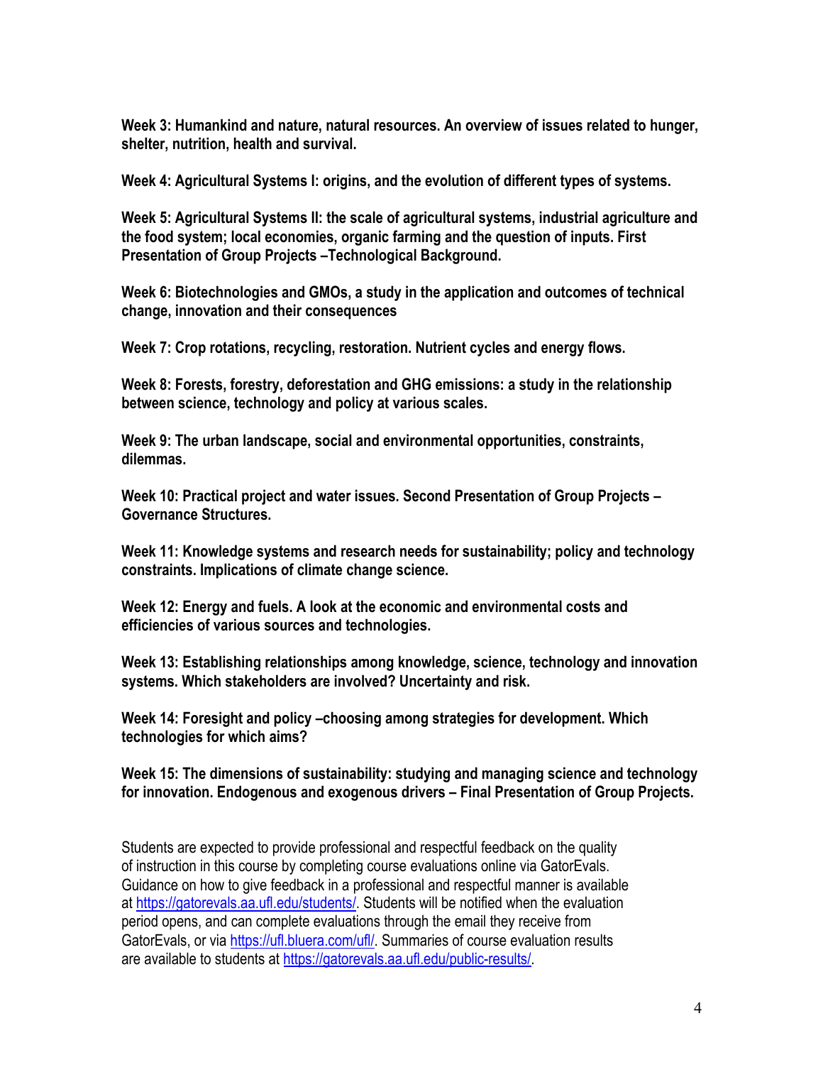**Week 3: Humankind and nature, natural resources. An overview of issues related to hunger, shelter, nutrition, health and survival.**

**Week 4: Agricultural Systems I: origins, and the evolution of different types of systems.**

**Week 5: Agricultural Systems II: the scale of agricultural systems, industrial agriculture and the food system; local economies, organic farming and the question of inputs. First Presentation of Group Projects –Technological Background.**

**Week 6: Biotechnologies and GMOs, a study in the application and outcomes of technical change, innovation and their consequences**

**Week 7: Crop rotations, recycling, restoration. Nutrient cycles and energy flows.**

**Week 8: Forests, forestry, deforestation and GHG emissions: a study in the relationship between science, technology and policy at various scales.**

**Week 9: The urban landscape, social and environmental opportunities, constraints, dilemmas.**

**Week 10: Practical project and water issues. Second Presentation of Group Projects – Governance Structures.**

**Week 11: Knowledge systems and research needs for sustainability; policy and technology constraints. Implications of climate change science.**

**Week 12: Energy and fuels. A look at the economic and environmental costs and efficiencies of various sources and technologies.**

**Week 13: Establishing relationships among knowledge, science, technology and innovation systems. Which stakeholders are involved? Uncertainty and risk.**

**Week 14: Foresight and policy –choosing among strategies for development. Which technologies for which aims?**

**Week 15: The dimensions of sustainability: studying and managing science and technology for innovation. Endogenous and exogenous drivers – Final Presentation of Group Projects.**

Students are expected to provide professional and respectful feedback on the quality of instruction in this course by completing course evaluations online via GatorEvals. Guidance on how to give feedback in a professional and respectful manner is available at https://gatorevals.aa.ufl.edu/students/. Students will be notified when the evaluation period opens, and can complete evaluations through the email they receive from GatorEvals, or via https://ufl.bluera.com/ufl/. Summaries of course evaluation results are available to students at https://gatorevals.aa.ufl.edu/public-results/.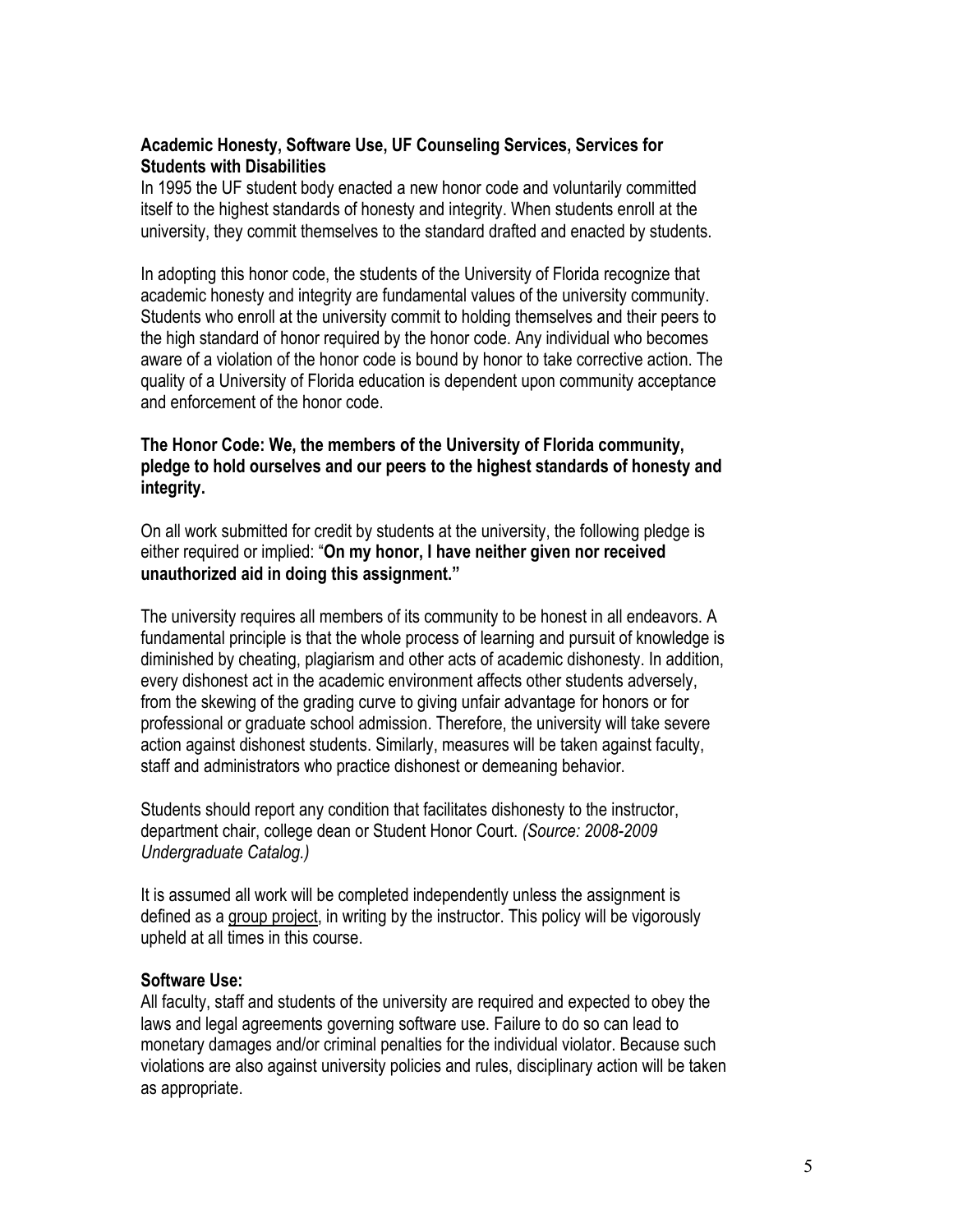**Academic Honesty, Software Use, UF Counseling Services, Services for Students with Disabilities**

In 1995 the UF student body enacted a new honor code and voluntarily committed itself to the highest standards of honesty and integrity. When students enroll at the university, they commit themselves to the standard drafted and enacted by students.

In adopting this honor code, the students of the University of Florida recognize that academic honesty and integrity are fundamental values of the university community. Students who enroll at the university commit to holding themselves and their peers to the high standard of honor required by the honor code. Any individual who becomes aware of a violation of the honor code is bound by honor to take corrective action. The quality of a University of Florida education is dependent upon community acceptance and enforcement of the honor code.

**The Honor Code: We, the members of the University of Florida community, pledge to hold ourselves and our peers to the highest standards of honesty and integrity.**

On all work submitted for credit by students at the university, the following pledge is either required or implied: "**On my honor, I have neither given nor received unauthorized aid in doing this assignment."**

The university requires all members of its community to be honest in all endeavors. A fundamental principle is that the whole process of learning and pursuit of knowledge is diminished by cheating, plagiarism and other acts of academic dishonesty. In addition, every dishonest act in the academic environment affects other students adversely, from the skewing of the grading curve to giving unfair advantage for honors or for professional or graduate school admission. Therefore, the university will take severe action against dishonest students. Similarly, measures will be taken against faculty, staff and administrators who practice dishonest or demeaning behavior.

Students should report any condition that facilitates dishonesty to the instructor, department chair, college dean or Student Honor Court. *(Source: 2008-2009 Undergraduate Catalog.)*

It is assumed all work will be completed independently unless the assignment is defined as a group project, in writing by the instructor. This policy will be vigorously upheld at all times in this course.

**Software Use:**

All faculty, staff and students of the university are required and expected to obey the laws and legal agreements governing software use. Failure to do so can lead to monetary damages and/or criminal penalties for the individual violator. Because such violations are also against university policies and rules, disciplinary action will be taken as appropriate.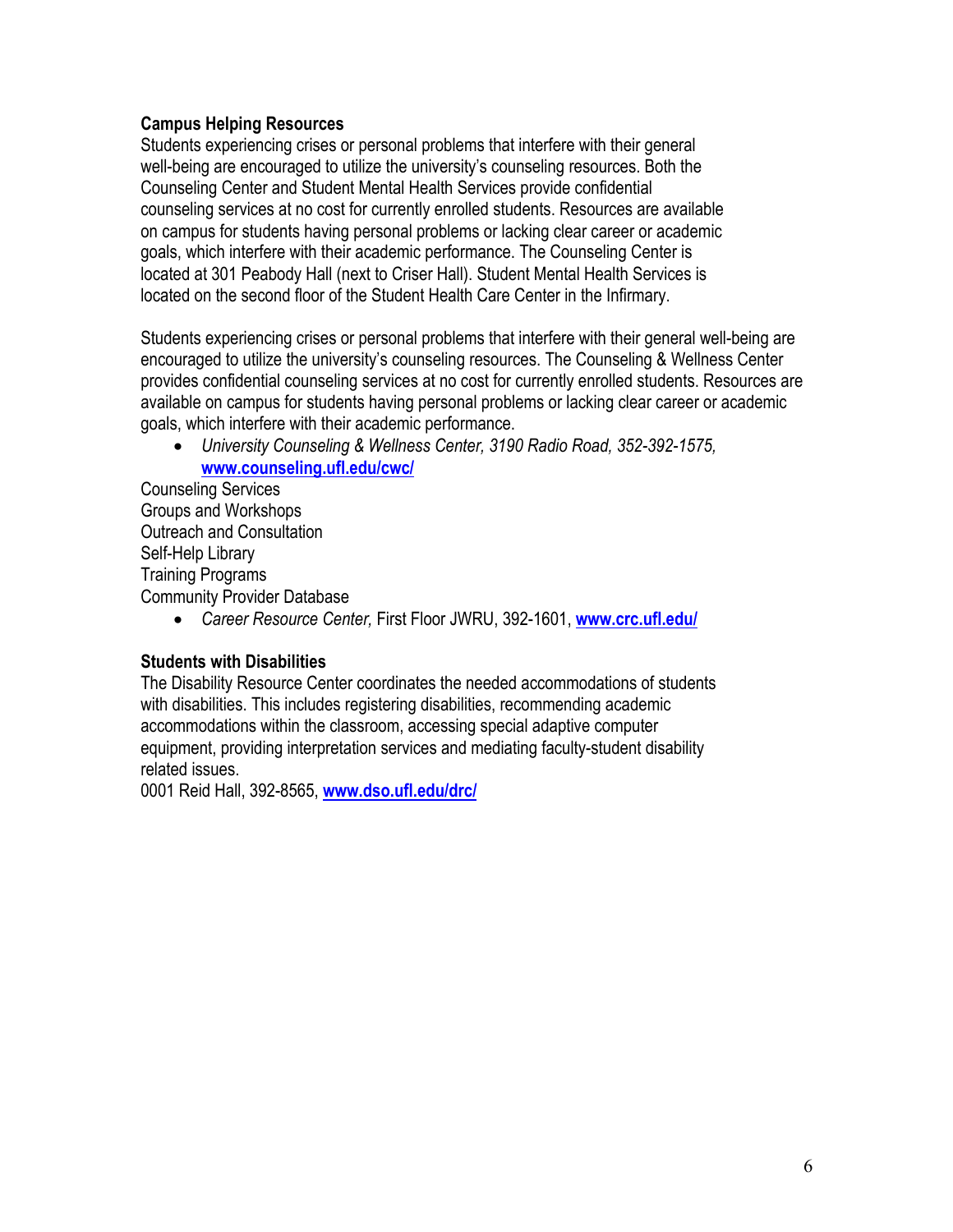**Campus Helping Resources**

Students experiencing crises or personal problems that interfere with their general well-being are encouraged to utilize the university's counseling resources. Both the Counseling Center and Student Mental Health Services provide confidential counseling services at no cost for currently enrolled students. Resources are available on campus for students having personal problems or lacking clear career or academic goals, which interfere with their academic performance. The Counseling Center is located at 301 Peabody Hall (next to Criser Hall). Student Mental Health Services is located on the second floor of the Student Health Care Center in the Infirmary.

Students experiencing crises or personal problems that interfere with their general well-being are encouraged to utilize the university's counseling resources. The Counseling & Wellness Center provides confidential counseling services at no cost for currently enrolled students. Resources are available on campus for students having personal problems or lacking clear career or academic goals, which interfere with their academic performance.

- *University Counseling & Wellness Center, 3190 Radio Road, 352-392-1575,* **www.counseling.ufl.edu/cwc/**

Counseling Services
Groups and Workshops
Outreach and Consultation
Self-Help Library
Training Programs
Community Provider Database

- *Career Resource Center,* First Floor JWRU, 392-1601, **www.crc.ufl.edu/**

**Students with Disabilities**

The Disability Resource Center coordinates the needed accommodations of students with disabilities. This includes registering disabilities, recommending academic accommodations within the classroom, accessing special adaptive computer equipment, providing interpretation services and mediating faculty-student disability related issues.
0001 Reid Hall, 392-8565, **www.dso.ufl.edu/drc/**